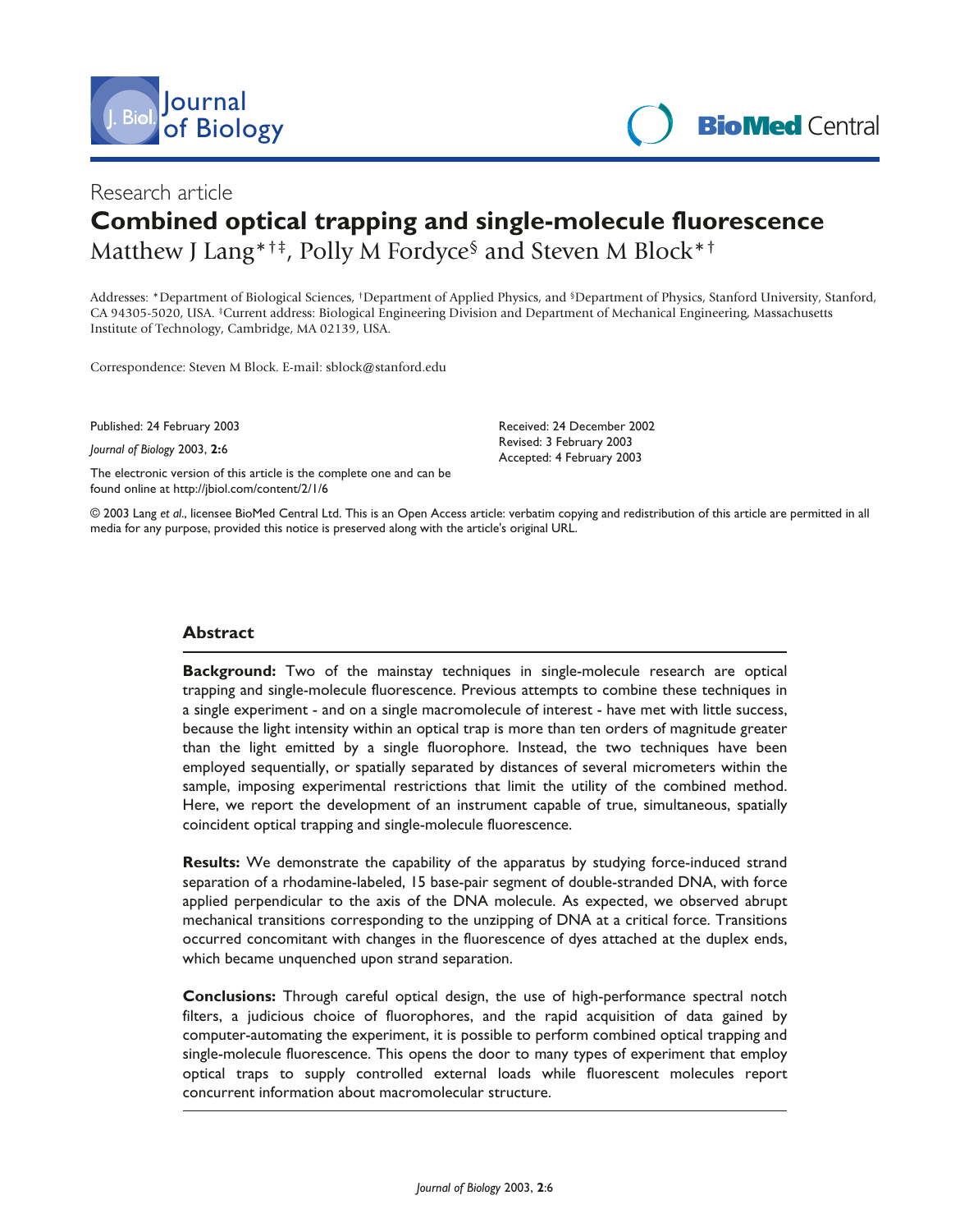Research article

# Combined optical trapping and single-molecule fluorescence

Matthew J Lang*†‡, Polly M Fordyce§ and Steven M Block*†

Addresses: *Department of Biological Sciences, †Department of Applied Physics, and §Department of Physics, Stanford University, Stanford, CA 94305-5020, USA. ‡Current address: Biological Engineering Division and Department of Mechanical Engineering, Massachusetts Institute of Technology, Cambridge, MA 02139, USA.

Correspondence: Steven M Block. E-mail: sblock@stanford.edu

Published: 24 February 2003

*Journal of Biology* 2003, **2**:6

The electronic version of this article is the complete one and can be found online at http://jbiol.com/content/2/1/6

Received: 24 December 2002
Revised: 3 February 2003
Accepted: 4 February 2003

© 2003 Lang *et al*., licensee BioMed Central Ltd. This is an Open Access article: verbatim copying and redistribution of this article are permitted in all media for any purpose, provided this notice is preserved along with the article's original URL.

## Abstract

**Background:** Two of the mainstay techniques in single-molecule research are optical trapping and single-molecule fluorescence. Previous attempts to combine these techniques in a single experiment - and on a single macromolecule of interest - have met with little success, because the light intensity within an optical trap is more than ten orders of magnitude greater than the light emitted by a single fluorophore. Instead, the two techniques have been employed sequentially, or spatially separated by distances of several micrometers within the sample, imposing experimental restrictions that limit the utility of the combined method. Here, we report the development of an instrument capable of true, simultaneous, spatially coincident optical trapping and single-molecule fluorescence.

**Results:** We demonstrate the capability of the apparatus by studying force-induced strand separation of a rhodamine-labeled, 15 base-pair segment of double-stranded DNA, with force applied perpendicular to the axis of the DNA molecule. As expected, we observed abrupt mechanical transitions corresponding to the unzipping of DNA at a critical force. Transitions occurred concomitant with changes in the fluorescence of dyes attached at the duplex ends, which became unquenched upon strand separation.

**Conclusions:** Through careful optical design, the use of high-performance spectral notch filters, a judicious choice of fluorophores, and the rapid acquisition of data gained by computer-automating the experiment, it is possible to perform combined optical trapping and single-molecule fluorescence. This opens the door to many types of experiment that employ optical traps to supply controlled external loads while fluorescent molecules report concurrent information about macromolecular structure.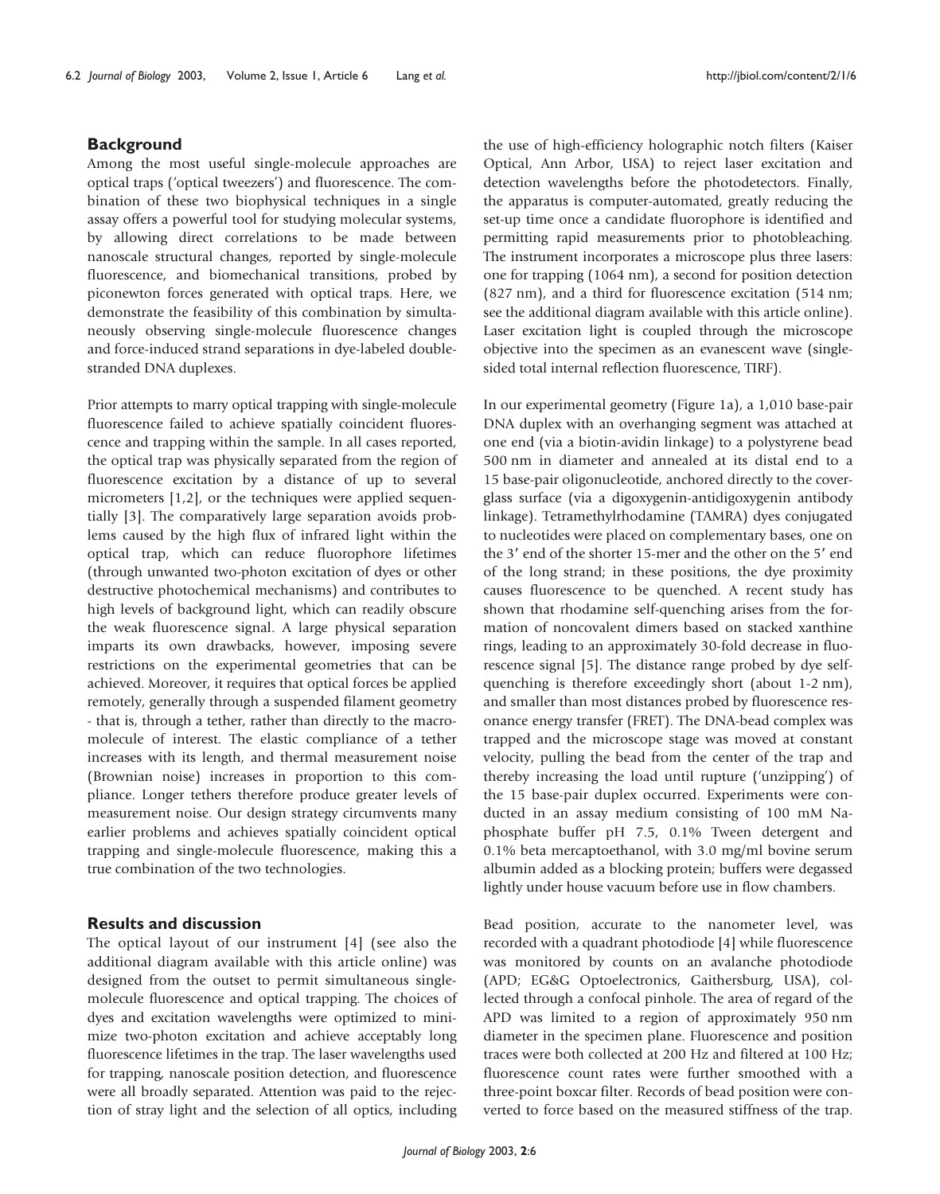## Background

Among the most useful single-molecule approaches are optical traps ('optical tweezers') and fluorescence. The combination of these two biophysical techniques in a single assay offers a powerful tool for studying molecular systems, by allowing direct correlations to be made between nanoscale structural changes, reported by single-molecule fluorescence, and biomechanical transitions, probed by piconewton forces generated with optical traps. Here, we demonstrate the feasibility of this combination by simultaneously observing single-molecule fluorescence changes and force-induced strand separations in dye-labeled double-stranded DNA duplexes.

Prior attempts to marry optical trapping with single-molecule fluorescence failed to achieve spatially coincident fluorescence and trapping within the sample. In all cases reported, the optical trap was physically separated from the region of fluorescence excitation by a distance of up to several micrometers [1,2], or the techniques were applied sequentially [3]. The comparatively large separation avoids problems caused by the high flux of infrared light within the optical trap, which can reduce fluorophore lifetimes (through unwanted two-photon excitation of dyes or other destructive photochemical mechanisms) and contributes to high levels of background light, which can readily obscure the weak fluorescence signal. A large physical separation imparts its own drawbacks, however, imposing severe restrictions on the experimental geometries that can be achieved. Moreover, it requires that optical forces be applied remotely, generally through a suspended filament geometry - that is, through a tether, rather than directly to the macromolecule of interest. The elastic compliance of a tether increases with its length, and thermal measurement noise (Brownian noise) increases in proportion to this compliance. Longer tethers therefore produce greater levels of measurement noise. Our design strategy circumvents many earlier problems and achieves spatially coincident optical trapping and single-molecule fluorescence, making this a true combination of the two technologies.

## Results and discussion

The optical layout of our instrument [4] (see also the additional diagram available with this article online) was designed from the outset to permit simultaneous single-molecule fluorescence and optical trapping. The choices of dyes and excitation wavelengths were optimized to minimize two-photon excitation and achieve acceptably long fluorescence lifetimes in the trap. The laser wavelengths used for trapping, nanoscale position detection, and fluorescence were all broadly separated. Attention was paid to the rejection of stray light and the selection of all optics, including the use of high-efficiency holographic notch filters (Kaiser Optical, Ann Arbor, USA) to reject laser excitation and detection wavelengths before the photodetectors. Finally, the apparatus is computer-automated, greatly reducing the set-up time once a candidate fluorophore is identified and permitting rapid measurements prior to photobleaching. The instrument incorporates a microscope plus three lasers: one for trapping (1064 nm), a second for position detection (827 nm), and a third for fluorescence excitation (514 nm; see the additional diagram available with this article online). Laser excitation light is coupled through the microscope objective into the specimen as an evanescent wave (single-sided total internal reflection fluorescence, TIRF).

In our experimental geometry (Figure 1a), a 1,010 base-pair DNA duplex with an overhanging segment was attached at one end (via a biotin-avidin linkage) to a polystyrene bead 500 nm in diameter and annealed at its distal end to a 15 base-pair oligonucleotide, anchored directly to the coverglass surface (via a digoxygenin-antidigoxygenin antibody linkage). Tetramethylrhodamine (TAMRA) dyes conjugated to nucleotides were placed on complementary bases, one on the 3′ end of the shorter 15-mer and the other on the 5′ end of the long strand; in these positions, the dye proximity causes fluorescence to be quenched. A recent study has shown that rhodamine self-quenching arises from the formation of noncovalent dimers based on stacked xanthine rings, leading to an approximately 30-fold decrease in fluorescence signal [5]. The distance range probed by dye self-quenching is therefore exceedingly short (about 1-2 nm), and smaller than most distances probed by fluorescence resonance energy transfer (FRET). The DNA-bead complex was trapped and the microscope stage was moved at constant velocity, pulling the bead from the center of the trap and thereby increasing the load until rupture ('unzipping') of the 15 base-pair duplex occurred. Experiments were conducted in an assay medium consisting of 100 mM Na-phosphate buffer pH 7.5, 0.1% Tween detergent and 0.1% beta mercaptoethanol, with 3.0 mg/ml bovine serum albumin added as a blocking protein; buffers were degassed lightly under house vacuum before use in flow chambers.

Bead position, accurate to the nanometer level, was recorded with a quadrant photodiode [4] while fluorescence was monitored by counts on an avalanche photodiode (APD; EG&G Optoelectronics, Gaithersburg, USA), collected through a confocal pinhole. The area of regard of the APD was limited to a region of approximately 950 nm diameter in the specimen plane. Fluorescence and position traces were both collected at 200 Hz and filtered at 100 Hz; fluorescence count rates were further smoothed with a three-point boxcar filter. Records of bead position were converted to force based on the measured stiffness of the trap.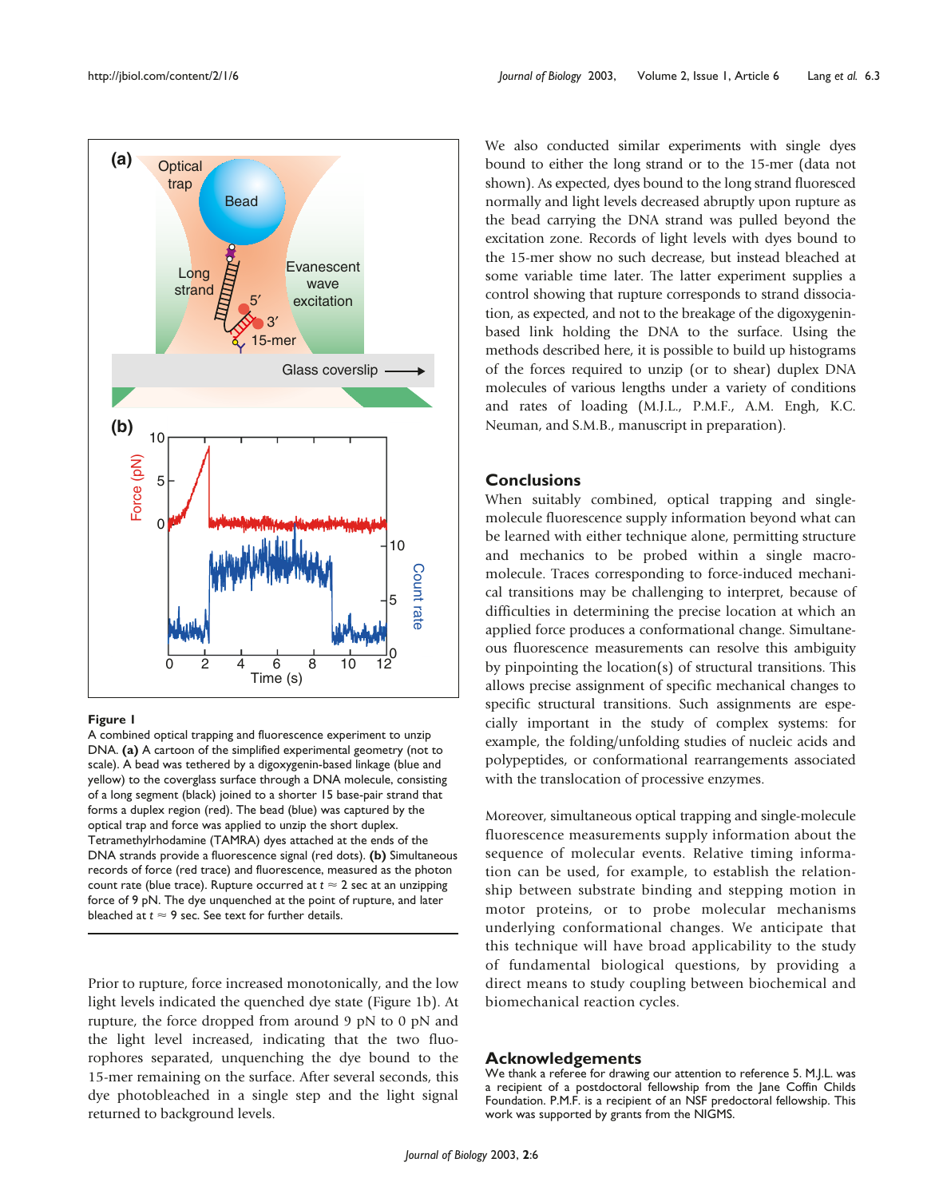(a)

Optical trap

Bead

Long strand

Evanescent wave excitation

5′

3′

15-mer

Glass coverslip

(b)

Force (pN)

10

5

0

Count rate

10

5

0

0 2 4 6 8 10 12

Time (s)

**Figure 1**

A combined optical trapping and fluorescence experiment to unzip DNA. **(a)** A cartoon of the simplified experimental geometry (not to scale). A bead was tethered by a digoxygenin-based linkage (blue and yellow) to the coverglass surface through a DNA molecule, consisting of a long segment (black) joined to a shorter 15 base-pair strand that forms a duplex region (red). The bead (blue) was captured by the optical trap and force was applied to unzip the short duplex. Tetramethylrhodamine (TAMRA) dyes attached at the ends of the DNA strands provide a fluorescence signal (red dots). **(b)** Simultaneous records of force (red trace) and fluorescence, measured as the photon count rate (blue trace). Rupture occurred at $t \approx 2$ sec at an unzipping force of 9 pN. The dye unquenched at the point of rupture, and later bleached at $t \approx 9$ sec. See text for further details.

Prior to rupture, force increased monotonically, and the low light levels indicated the quenched dye state (Figure 1b). At rupture, the force dropped from around 9 pN to 0 pN and the light level increased, indicating that the two fluorophores separated, unquenching the dye bound to the 15-mer remaining on the surface. After several seconds, this dye photobleached in a single step and the light signal returned to background levels.

We also conducted similar experiments with single dyes bound to either the long strand or to the 15-mer (data not shown). As expected, dyes bound to the long strand fluoresced normally and light levels decreased abruptly upon rupture as the bead carrying the DNA strand was pulled beyond the excitation zone. Records of light levels with dyes bound to the 15-mer show no such decrease, but instead bleached at some variable time later. The latter experiment supplies a control showing that rupture corresponds to strand dissociation, as expected, and not to the breakage of the digoxygenin-based link holding the DNA to the surface. Using the methods described here, it is possible to build up histograms of the forces required to unzip (or to shear) duplex DNA molecules of various lengths under a variety of conditions and rates of loading (M.J.L., P.M.F., A.M. Engh, K.C. Neuman, and S.M.B., manuscript in preparation).

## Conclusions

When suitably combined, optical trapping and single-molecule fluorescence supply information beyond what can be learned with either technique alone, permitting structure and mechanics to be probed within a single macromolecule. Traces corresponding to force-induced mechanical transitions may be challenging to interpret, because of difficulties in determining the precise location at which an applied force produces a conformational change. Simultaneous fluorescence measurements can resolve this ambiguity by pinpointing the location(s) of structural transitions. This allows precise assignment of specific mechanical changes to specific structural transitions. Such assignments are especially important in the study of complex systems: for example, the folding/unfolding studies of nucleic acids and polypeptides, or conformational rearrangements associated with the translocation of processive enzymes.

Moreover, simultaneous optical trapping and single-molecule fluorescence measurements supply information about the sequence of molecular events. Relative timing information can be used, for example, to establish the relationship between substrate binding and stepping motion in motor proteins, or to probe molecular mechanisms underlying conformational changes. We anticipate that this technique will have broad applicability to the study of fundamental biological questions, by providing a direct means to study coupling between biochemical and biomechanical reaction cycles.

## Acknowledgements

We thank a referee for drawing our attention to reference 5. M.J.L. was a recipient of a postdoctoral fellowship from the Jane Coffin Childs Foundation. P.M.F. is a recipient of an NSF predoctoral fellowship. This work was supported by grants from the NIGMS.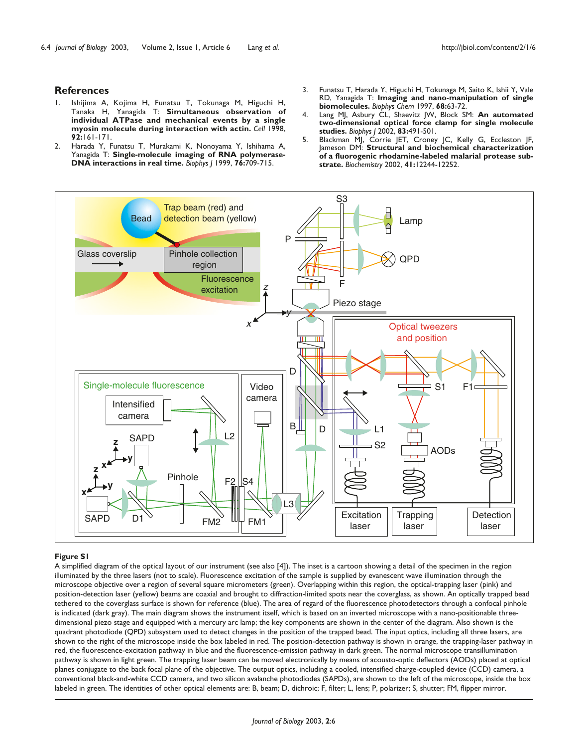## References

1. Ishijima A, Kojima H, Funatsu T, Tokunaga M, Higuchi H, Tanaka H, Yanagida T: **Simultaneous observation of individual ATPase and mechanical events by a single myosin molecule during interaction with actin.** *Cell* 1998, **92:**161-171.
2. Harada Y, Funatsu T, Murakami K, Nonoyama Y, Ishihama A, Yanagida T: **Single-molecule imaging of RNA polymerase-DNA interactions in real time.** *Biophys J* 1999, **76:**709-715.
3. Funatsu T, Harada Y, Higuchi H, Tokunaga M, Saito K, Ishii Y, Vale RD, Yanagida T: **Imaging and nano-manipulation of single biomolecules.** *Biophys Chem* 1997, **68:**63-72.
4. Lang MJ, Asbury CL, Shaevitz JW, Block SM: **An automated two-dimensional optical force clamp for single molecule studies.** *Biophys J* 2002, **83:**491-501.
5. Blackman MJ, Corrie JET, Croney JC, Kelly G, Eccleston JF, Jameson DM: **Structural and biochemical characterization of a fluorogenic rhodamine-labeled malarial protease substrate.** *Biochemistry* 2002, **41:**12244-12252.

Bead
Trap beam (red) and detection beam (yellow)
Glass coverslip
Pinhole collection region
Fluorescence excitation
S3
Lamp
P
QPD
F
Piezo stage
z
y
x
Optical tweezers and position
D
S1
F1
Single-molecule fluorescence
Video camera
Intensified camera
B
D
L1
L2
S2
SAPD
AODs
z
y
x
z
y
x
Pinhole
F2
S4
L3
SAPD
D1
FM2
FM1
Excitation laser
Trapping laser
Detection laser

**Figure S1**
A simplified diagram of the optical layout of our instrument (see also [4]). The inset is a cartoon showing a detail of the specimen in the region illuminated by the three lasers (not to scale). Fluorescence excitation of the sample is supplied by evanescent wave illumination through the microscope objective over a region of several square micrometers (green). Overlapping within this region, the optical-trapping laser (pink) and position-detection laser (yellow) beams are coaxial and brought to diffraction-limited spots near the coverglass, as shown. An optically trapped bead tethered to the coverglass surface is shown for reference (blue). The area of regard of the fluorescence photodetectors through a confocal pinhole is indicated (dark gray). The main diagram shows the instrument itself, which is based on an inverted microscope with a nano-positionable three-dimensional piezo stage and equipped with a mercury arc lamp; the key components are shown in the center of the diagram. Also shown is the quadrant photodiode (QPD) subsystem used to detect changes in the position of the trapped bead. The input optics, including all three lasers, are shown to the right of the microscope inside the box labeled in red. The position-detection pathway is shown in orange, the trapping-laser pathway in red, the fluorescence-excitation pathway in blue and the fluorescence-emission pathway in dark green. The normal microscope transillumination pathway is shown in light green. The trapping laser beam can be moved electronically by means of acousto-optic deflectors (AODs) placed at optical planes conjugate to the back focal plane of the objective. The output optics, including a cooled, intensified charge-coupled device (CCD) camera, a conventional black-and-white CCD camera, and two silicon avalanche photodiodes (SAPDs), are shown to the left of the microscope, inside the box labeled in green. The identities of other optical elements are: B, beam; D, dichroic; F, filter; L, lens; P, polarizer; S, shutter; FM, flipper mirror.